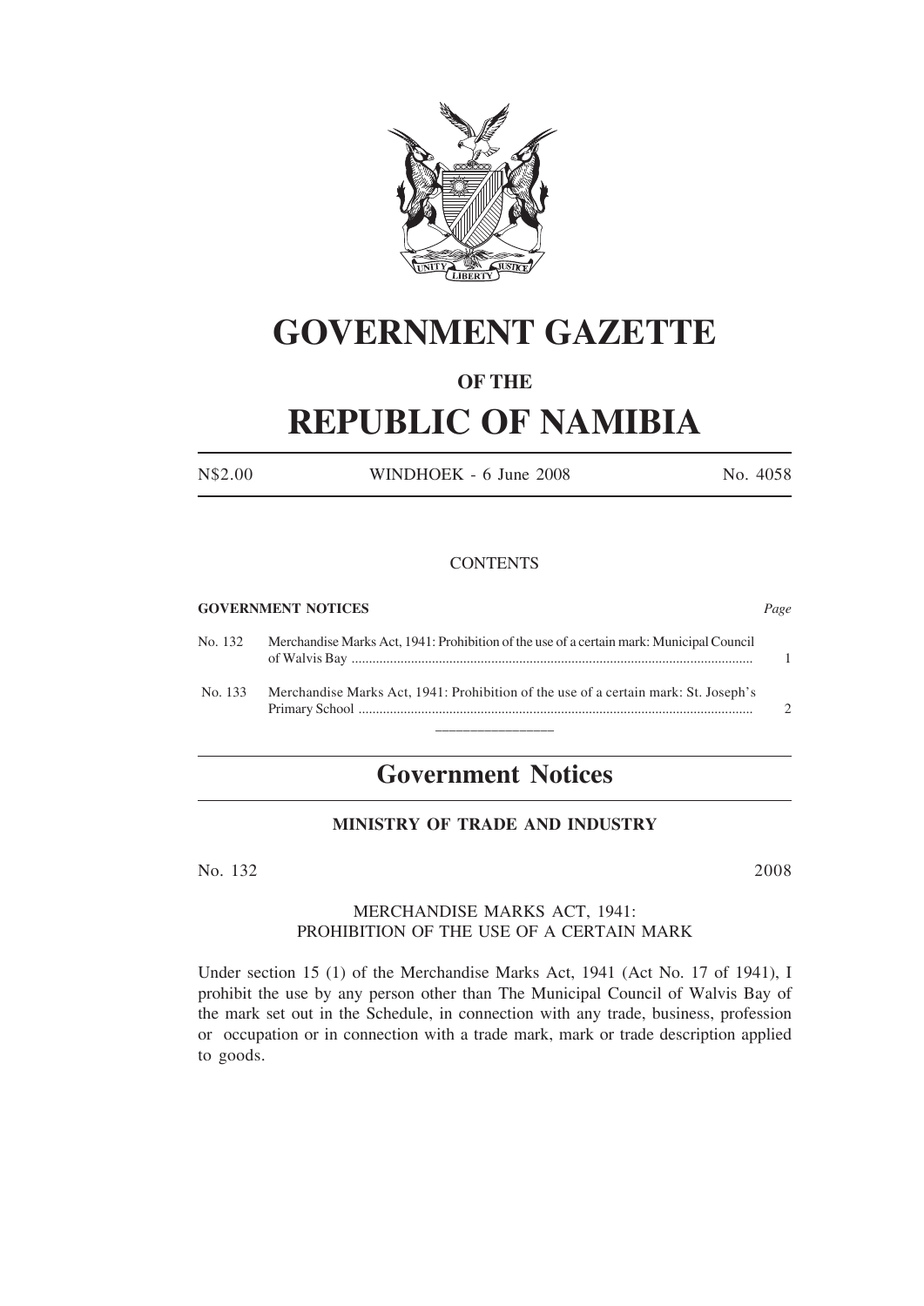# GOVERNMENT GAZETTE

## OF THE

# REPUBLIC OF NAMIBIA

N$2.00 WINDHOEK - 6 June 2008 No. 4058

CONTENTS

**GOVERNMENT NOTICES** *Page*

| | | |
|---|---|---|
| No. 132 | Merchandise Marks Act, 1941: Prohibition of the use of a certain mark: Municipal Council of Walvis Bay | 1 |
| No. 133 | Merchandise Marks Act, 1941: Prohibition of the use of a certain mark: St. Joseph's Primary School | 2 |

---

# Government Notices

### MINISTRY OF TRADE AND INDUSTRY

No. 132 2008

MERCHANDISE MARKS ACT, 1941:
PROHIBITION OF THE USE OF A CERTAIN MARK

Under section 15 (1) of the Merchandise Marks Act, 1941 (Act No. 17 of 1941), I prohibit the use by any person other than The Municipal Council of Walvis Bay of the mark set out in the Schedule, in connection with any trade, business, profession or occupation or in connection with a trade mark, mark or trade description applied to goods.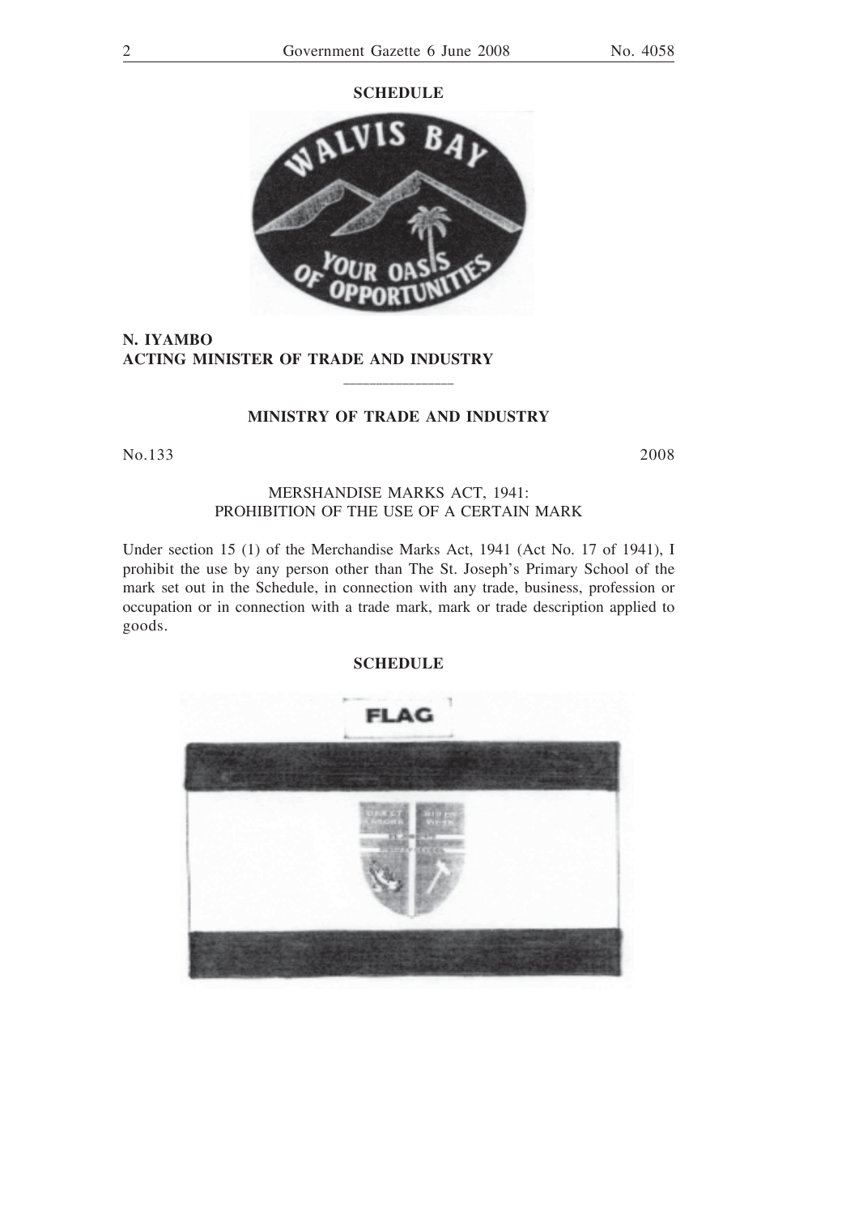**SCHEDULE**

**N. IYAMBO**
**ACTING MINISTER OF TRADE AND INDUSTRY**

---

**MINISTRY OF TRADE AND INDUSTRY**

No.133 2008

MERSHANDISE MARKS ACT, 1941:
PROHIBITION OF THE USE OF A CERTAIN MARK

Under section 15 (1) of the Merchandise Marks Act, 1941 (Act No. 17 of 1941), I prohibit the use by any person other than The St. Joseph's Primary School of the mark set out in the Schedule, in connection with any trade, business, profession or occupation or in connection with a trade mark, mark or trade description applied to goods.

**SCHEDULE**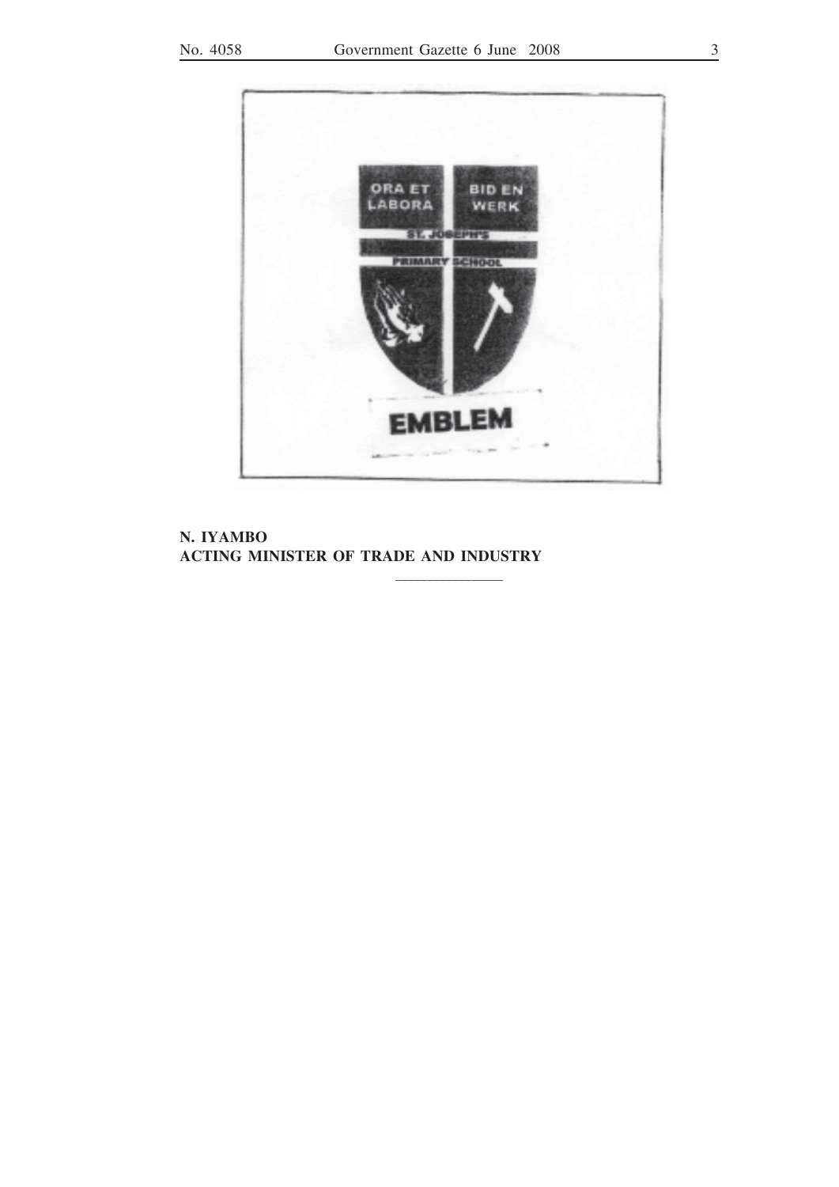ORA ET LABORA

BID EN WERK

ST. JOSEPH'S PRIMARY SCHOOL

EMBLEM

**N. IYAMBO**
**ACTING MINISTER OF TRADE AND INDUSTRY**